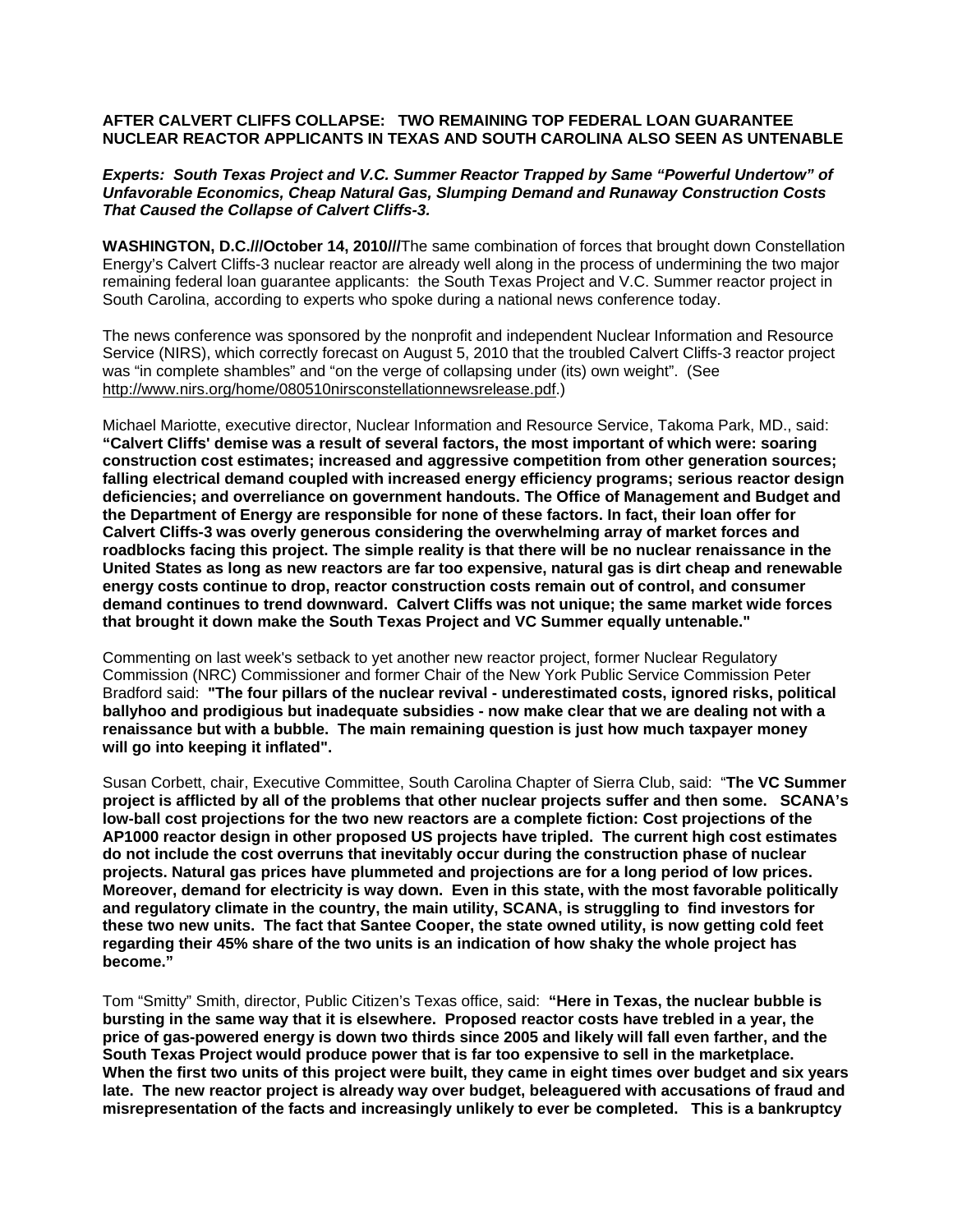**AFTER CALVERT CLIFFS COLLAPSE: TWO REMAINING TOP FEDERAL LOAN GUARANTEE NUCLEAR REACTOR APPLICANTS IN TEXAS AND SOUTH CAROLINA ALSO SEEN AS UNTENABLE**

***Experts: South Texas Project and V.C. Summer Reactor Trapped by Same "Powerful Undertow" of Unfavorable Economics, Cheap Natural Gas, Slumping Demand and Runaway Construction Costs That Caused the Collapse of Calvert Cliffs-3.***

**WASHINGTON, D.C.///October 14, 2010///**The same combination of forces that brought down Constellation Energy's Calvert Cliffs-3 nuclear reactor are already well along in the process of undermining the two major remaining federal loan guarantee applicants: the South Texas Project and V.C. Summer reactor project in South Carolina, according to experts who spoke during a national news conference today.

The news conference was sponsored by the nonprofit and independent Nuclear Information and Resource Service (NIRS), which correctly forecast on August 5, 2010 that the troubled Calvert Cliffs-3 reactor project was "in complete shambles" and "on the verge of collapsing under (its) own weight". (See http://www.nirs.org/home/080510nirsconstellationnewsrelease.pdf.)

Michael Mariotte, executive director, Nuclear Information and Resource Service, Takoma Park, MD., said: **"Calvert Cliffs' demise was a result of several factors, the most important of which were: soaring construction cost estimates; increased and aggressive competition from other generation sources; falling electrical demand coupled with increased energy efficiency programs; serious reactor design deficiencies; and overreliance on government handouts. The Office of Management and Budget and the Department of Energy are responsible for none of these factors. In fact, their loan offer for Calvert Cliffs-3 was overly generous considering the overwhelming array of market forces and roadblocks facing this project. The simple reality is that there will be no nuclear renaissance in the United States as long as new reactors are far too expensive, natural gas is dirt cheap and renewable energy costs continue to drop, reactor construction costs remain out of control, and consumer demand continues to trend downward. Calvert Cliffs was not unique; the same market wide forces that brought it down make the South Texas Project and VC Summer equally untenable."**

Commenting on last week's setback to yet another new reactor project, former Nuclear Regulatory Commission (NRC) Commissioner and former Chair of the New York Public Service Commission Peter Bradford said: **"The four pillars of the nuclear revival - underestimated costs, ignored risks, political ballyhoo and prodigious but inadequate subsidies - now make clear that we are dealing not with a renaissance but with a bubble. The main remaining question is just how much taxpayer money will go into keeping it inflated".**

Susan Corbett, chair, Executive Committee, South Carolina Chapter of Sierra Club, said: "**The VC Summer project is afflicted by all of the problems that other nuclear projects suffer and then some. SCANA's low-ball cost projections for the two new reactors are a complete fiction: Cost projections of the AP1000 reactor design in other proposed US projects have tripled. The current high cost estimates do not include the cost overruns that inevitably occur during the construction phase of nuclear projects. Natural gas prices have plummeted and projections are for a long period of low prices. Moreover, demand for electricity is way down. Even in this state, with the most favorable politically and regulatory climate in the country, the main utility, SCANA, is struggling to find investors for these two new units. The fact that Santee Cooper, the state owned utility, is now getting cold feet regarding their 45% share of the two units is an indication of how shaky the whole project has become."**

Tom "Smitty" Smith, director, Public Citizen's Texas office, said: **"Here in Texas, the nuclear bubble is bursting in the same way that it is elsewhere. Proposed reactor costs have trebled in a year, the price of gas-powered energy is down two thirds since 2005 and likely will fall even farther, and the South Texas Project would produce power that is far too expensive to sell in the marketplace. When the first two units of this project were built, they came in eight times over budget and six years late. The new reactor project is already way over budget, beleaguered with accusations of fraud and misrepresentation of the facts and increasingly unlikely to ever be completed. This is a bankruptcy**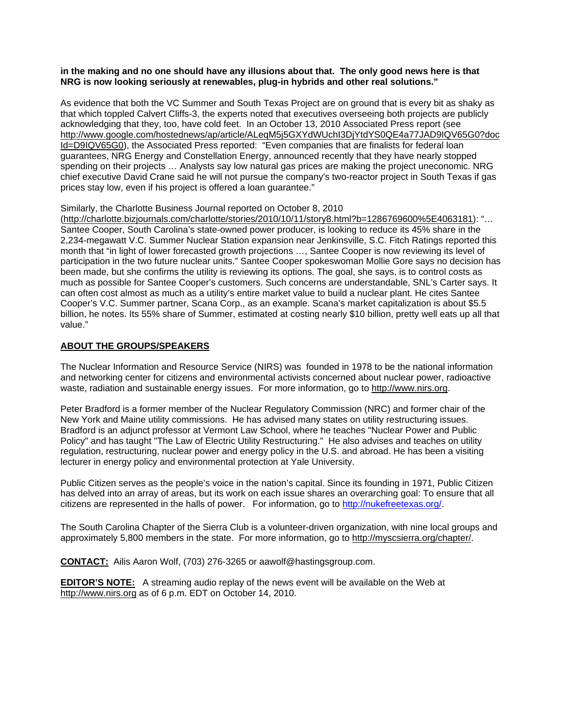**in the making and no one should have any illusions about that. The only good news here is that NRG is now looking seriously at renewables, plug-in hybrids and other real solutions."**

As evidence that both the VC Summer and South Texas Project are on ground that is every bit as shaky as that which toppled Calvert Cliffs-3, the experts noted that executives overseeing both projects are publicly acknowledging that they, too, have cold feet. In an October 13, 2010 Associated Press report (see http://www.google.com/hostednews/ap/article/ALeqM5j5GXYdWUchI3DjYtdYS0QE4a77JAD9IQV65G0?docId=D9IQV65G0), the Associated Press reported: "Even companies that are finalists for federal loan guarantees, NRG Energy and Constellation Energy, announced recently that they have nearly stopped spending on their projects … Analysts say low natural gas prices are making the project uneconomic. NRG chief executive David Crane said he will not pursue the company's two-reactor project in South Texas if gas prices stay low, even if his project is offered a loan guarantee."

Similarly, the Charlotte Business Journal reported on October 8, 2010 (http://charlotte.bizjournals.com/charlotte/stories/2010/10/11/story8.html?b=1286769600%5E4063181): "… Santee Cooper, South Carolina's state-owned power producer, is looking to reduce its 45% share in the 2,234-megawatt V.C. Summer Nuclear Station expansion near Jenkinsville, S.C. Fitch Ratings reported this month that "in light of lower forecasted growth projections …, Santee Cooper is now reviewing its level of participation in the two future nuclear units." Santee Cooper spokeswoman Mollie Gore says no decision has been made, but she confirms the utility is reviewing its options. The goal, she says, is to control costs as much as possible for Santee Cooper's customers. Such concerns are understandable, SNL's Carter says. It can often cost almost as much as a utility's entire market value to build a nuclear plant. He cites Santee Cooper's V.C. Summer partner, Scana Corp., as an example. Scana's market capitalization is about $5.5 billion, he notes. Its 55% share of Summer, estimated at costing nearly $10 billion, pretty well eats up all that value."

## ABOUT THE GROUPS/SPEAKERS

The Nuclear Information and Resource Service (NIRS) was founded in 1978 to be the national information and networking center for citizens and environmental activists concerned about nuclear power, radioactive waste, radiation and sustainable energy issues. For more information, go to http://www.nirs.org.

Peter Bradford is a former member of the Nuclear Regulatory Commission (NRC) and former chair of the New York and Maine utility commissions. He has advised many states on utility restructuring issues. Bradford is an adjunct professor at Vermont Law School, where he teaches "Nuclear Power and Public Policy" and has taught "The Law of Electric Utility Restructuring." He also advises and teaches on utility regulation, restructuring, nuclear power and energy policy in the U.S. and abroad. He has been a visiting lecturer in energy policy and environmental protection at Yale University.

Public Citizen serves as the people's voice in the nation's capital. Since its founding in 1971, Public Citizen has delved into an array of areas, but its work on each issue shares an overarching goal: To ensure that all citizens are represented in the halls of power. For information, go to http://nukefreetexas.org/.

The South Carolina Chapter of the Sierra Club is a volunteer-driven organization, with nine local groups and approximately 5,800 members in the state. For more information, go to http://myscsierra.org/chapter/.

**CONTACT:** Ailis Aaron Wolf, (703) 276-3265 or aawolf@hastingsgroup.com.

**EDITOR'S NOTE:** A streaming audio replay of the news event will be available on the Web at http://www.nirs.org as of 6 p.m. EDT on October 14, 2010.